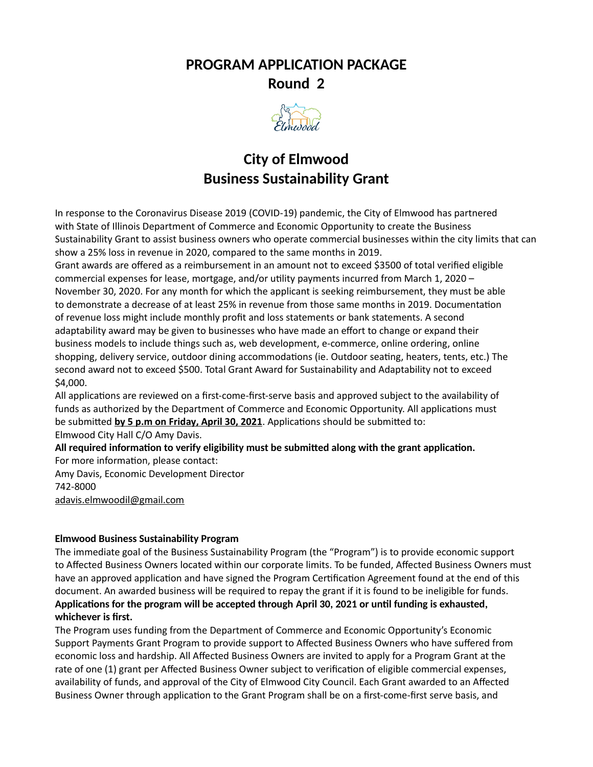# PROGRAM APPLICATION PACKAGE
## Round 2

# City of Elmwood
# Business Sustainability Grant

In response to the Coronavirus Disease 2019 (COVID-19) pandemic, the City of Elmwood has partnered with State of Illinois Department of Commerce and Economic Opportunity to create the Business Sustainability Grant to assist business owners who operate commercial businesses within the city limits that can show a 25% loss in revenue in 2020, compared to the same months in 2019.

Grant awards are offered as a reimbursement in an amount not to exceed $3500 of total verified eligible commercial expenses for lease, mortgage, and/or utility payments incurred from March 1, 2020 – November 30, 2020. For any month for which the applicant is seeking reimbursement, they must be able to demonstrate a decrease of at least 25% in revenue from those same months in 2019. Documentation of revenue loss might include monthly profit and loss statements or bank statements. A second adaptability award may be given to businesses who have made an effort to change or expand their business models to include things such as, web development, e-commerce, online ordering, online shopping, delivery service, outdoor dining accommodations (ie. Outdoor seating, heaters, tents, etc.) The second award not to exceed $500. Total Grant Award for Sustainability and Adaptability not to exceed $4,000.

All applications are reviewed on a first-come-first-serve basis and approved subject to the availability of funds as authorized by the Department of Commerce and Economic Opportunity. All applications must be submitted **by 5 p.m on Friday, April 30, 2021**. Applications should be submitted to:

Elmwood City Hall C/O Amy Davis.

**All required information to verify eligibility must be submitted along with the grant application.**

For more information, please contact:

Amy Davis, Economic Development Director

742-8000

adavis.elmwoodil@gmail.com

**Elmwood Business Sustainability Program**

The immediate goal of the Business Sustainability Program (the "Program") is to provide economic support to Affected Business Owners located within our corporate limits. To be funded, Affected Business Owners must have an approved application and have signed the Program Certification Agreement found at the end of this document. An awarded business will be required to repay the grant if it is found to be ineligible for funds.

**Applications for the program will be accepted through April 30, 2021 or until funding is exhausted, whichever is first.**

The Program uses funding from the Department of Commerce and Economic Opportunity's Economic Support Payments Grant Program to provide support to Affected Business Owners who have suffered from economic loss and hardship. All Affected Business Owners are invited to apply for a Program Grant at the rate of one (1) grant per Affected Business Owner subject to verification of eligible commercial expenses, availability of funds, and approval of the City of Elmwood City Council. Each Grant awarded to an Affected Business Owner through application to the Grant Program shall be on a first-come-first serve basis, and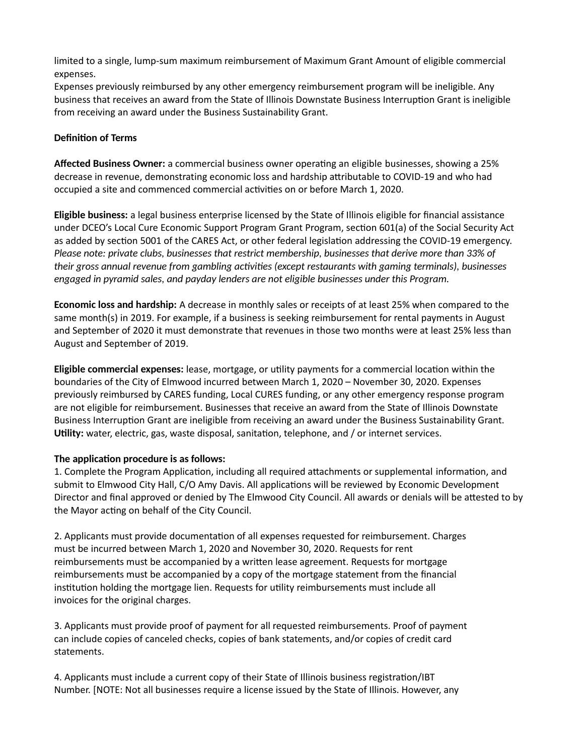limited to a single, lump-sum maximum reimbursement of Maximum Grant Amount of eligible commercial expenses.
Expenses previously reimbursed by any other emergency reimbursement program will be ineligible. Any business that receives an award from the State of Illinois Downstate Business Interruption Grant is ineligible from receiving an award under the Business Sustainability Grant.

**Definition of Terms**

**Affected Business Owner:** a commercial business owner operating an eligible businesses, showing a 25% decrease in revenue, demonstrating economic loss and hardship attributable to COVID-19 and who had occupied a site and commenced commercial activities on or before March 1, 2020.

**Eligible business:** a legal business enterprise licensed by the State of Illinois eligible for financial assistance under DCEO's Local Cure Economic Support Program Grant Program, section 601(a) of the Social Security Act as added by section 5001 of the CARES Act, or other federal legislation addressing the COVID-19 emergency. *Please note: private clubs, businesses that restrict membership, businesses that derive more than 33% of their gross annual revenue from gambling activities (except restaurants with gaming terminals), businesses engaged in pyramid sales, and payday lenders are not eligible businesses under this Program.*

**Economic loss and hardship:** A decrease in monthly sales or receipts of at least 25% when compared to the same month(s) in 2019. For example, if a business is seeking reimbursement for rental payments in August and September of 2020 it must demonstrate that revenues in those two months were at least 25% less than August and September of 2019.

**Eligible commercial expenses:** lease, mortgage, or utility payments for a commercial location within the boundaries of the City of Elmwood incurred between March 1, 2020 – November 30, 2020. Expenses previously reimbursed by CARES funding, Local CURES funding, or any other emergency response program are not eligible for reimbursement. Businesses that receive an award from the State of Illinois Downstate Business Interruption Grant are ineligible from receiving an award under the Business Sustainability Grant.
**Utility:** water, electric, gas, waste disposal, sanitation, telephone, and / or internet services.

**The application procedure is as follows:**

1. Complete the Program Application, including all required attachments or supplemental information, and submit to Elmwood City Hall, C/O Amy Davis. All applications will be reviewed by Economic Development Director and final approved or denied by The Elmwood City Council. All awards or denials will be attested to by the Mayor acting on behalf of the City Council.

2. Applicants must provide documentation of all expenses requested for reimbursement. Charges must be incurred between March 1, 2020 and November 30, 2020. Requests for rent reimbursements must be accompanied by a written lease agreement. Requests for mortgage reimbursements must be accompanied by a copy of the mortgage statement from the financial institution holding the mortgage lien. Requests for utility reimbursements must include all invoices for the original charges.

3. Applicants must provide proof of payment for all requested reimbursements. Proof of payment can include copies of canceled checks, copies of bank statements, and/or copies of credit card statements.

4. Applicants must include a current copy of their State of Illinois business registration/IBT Number. [NOTE: Not all businesses require a license issued by the State of Illinois. However, any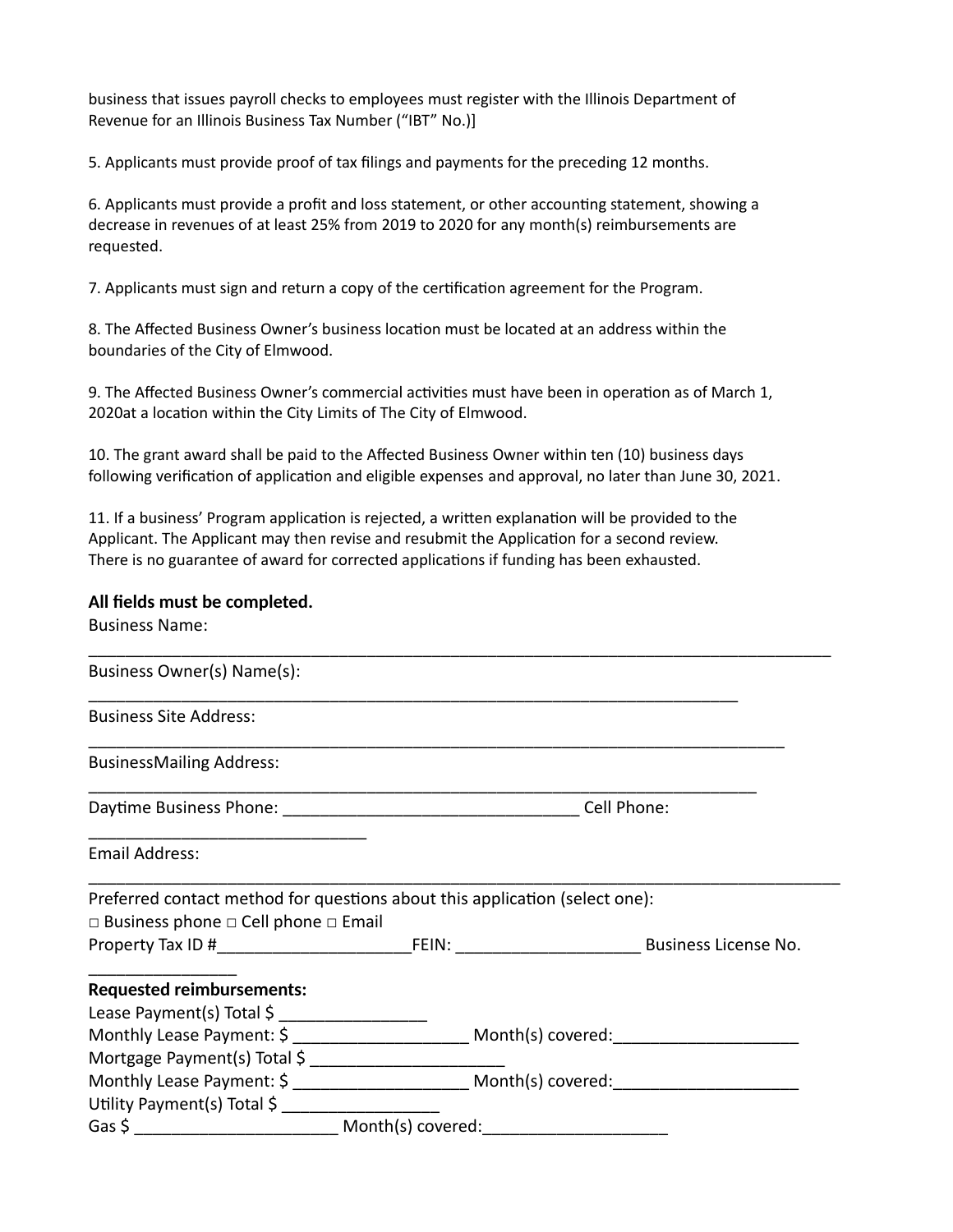business that issues payroll checks to employees must register with the Illinois Department of Revenue for an Illinois Business Tax Number (“IBT” No.)]

5. Applicants must provide proof of tax filings and payments for the preceding 12 months.

6. Applicants must provide a profit and loss statement, or other accounting statement, showing a decrease in revenues of at least 25% from 2019 to 2020 for any month(s) reimbursements are requested.

7. Applicants must sign and return a copy of the certification agreement for the Program.

8. The Affected Business Owner’s business location must be located at an address within the boundaries of the City of Elmwood.

9. The Affected Business Owner’s commercial activities must have been in operation as of March 1, 2020at a location within the City Limits of The City of Elmwood.

10. The grant award shall be paid to the Affected Business Owner within ten (10) business days following verification of application and eligible expenses and approval, no later than June 30, 2021.

11. If a business’ Program application is rejected, a written explanation will be provided to the Applicant. The Applicant may then revise and resubmit the Application for a second review. There is no guarantee of award for corrected applications if funding has been exhausted.

**All fields must be completed.**

Business Name: \_\_\_\_\_\_\_\_\_\_\_\_\_\_\_\_\_\_\_\_\_\_\_\_\_\_\_\_\_\_\_\_\_\_\_\_\_\_\_\_\_\_\_\_\_\_\_\_\_\_\_\_\_\_\_\_\_\_\_\_\_\_\_\_\_\_\_\_\_\_\_\_\_\_\_\_\_\_\_\_

Business Owner(s) Name(s): \_\_\_\_\_\_\_\_\_\_\_\_\_\_\_\_\_\_\_\_\_\_\_\_\_\_\_\_\_\_\_\_\_\_\_\_\_\_\_\_\_\_\_\_\_\_\_\_\_\_\_\_\_\_\_\_\_\_\_\_\_\_\_\_\_\_\_\_

Business Site Address: \_\_\_\_\_\_\_\_\_\_\_\_\_\_\_\_\_\_\_\_\_\_\_\_\_\_\_\_\_\_\_\_\_\_\_\_\_\_\_\_\_\_\_\_\_\_\_\_\_\_\_\_\_\_\_\_\_\_\_\_\_\_\_\_\_\_\_\_\_\_\_\_\_\_

BusinessMailing Address: \_\_\_\_\_\_\_\_\_\_\_\_\_\_\_\_\_\_\_\_\_\_\_\_\_\_\_\_\_\_\_\_\_\_\_\_\_\_\_\_\_\_\_\_\_\_\_\_\_\_\_\_\_\_\_\_\_\_\_\_\_\_\_\_\_\_\_\_\_\_\_

Daytime Business Phone: \_\_\_\_\_\_\_\_\_\_\_\_\_\_\_\_\_\_\_\_\_\_\_\_\_\_\_\_\_\_\_\_ Cell Phone: \_\_\_\_\_\_\_\_\_\_\_\_\_\_\_\_\_\_\_\_\_\_\_\_\_\_\_\_\_\_

Email Address: \_\_\_\_\_\_\_\_\_\_\_\_\_\_\_\_\_\_\_\_\_\_\_\_\_\_\_\_\_\_\_\_\_\_\_\_\_\_\_\_\_\_\_\_\_\_\_\_\_\_\_\_\_\_\_\_\_\_\_\_\_\_\_\_\_\_\_\_\_\_\_\_\_\_\_\_\_\_\_\_\_

Preferred contact method for questions about this application (select one):
□ Business phone □ Cell phone □ Email

Property Tax ID #\_\_\_\_\_\_\_\_\_\_\_\_\_\_\_\_\_\_\_\_\_FEIN: \_\_\_\_\_\_\_\_\_\_\_\_\_\_\_\_\_\_\_\_ Business License No. \_\_\_\_\_\_\_\_\_\_\_\_\_\_\_\_

**Requested reimbursements:**

Lease Payment(s) Total $ \_\_\_\_\_\_\_\_\_\_\_\_\_\_\_\_
Monthly Lease Payment: $ \_\_\_\_\_\_\_\_\_\_\_\_\_\_\_\_\_\_ Month(s) covered:\_\_\_\_\_\_\_\_\_\_\_\_\_\_\_\_\_\_\_\_
Mortgage Payment(s) Total $ \_\_\_\_\_\_\_\_\_\_\_\_\_\_\_\_\_\_\_\_\_
Monthly Lease Payment: $ \_\_\_\_\_\_\_\_\_\_\_\_\_\_\_\_\_\_ Month(s) covered:\_\_\_\_\_\_\_\_\_\_\_\_\_\_\_\_\_\_\_\_
Utility Payment(s) Total $ \_\_\_\_\_\_\_\_\_\_\_\_\_\_\_\_\_
Gas $ \_\_\_\_\_\_\_\_\_\_\_\_\_\_\_\_\_\_\_\_\_\_ Month(s) covered:\_\_\_\_\_\_\_\_\_\_\_\_\_\_\_\_\_\_\_\_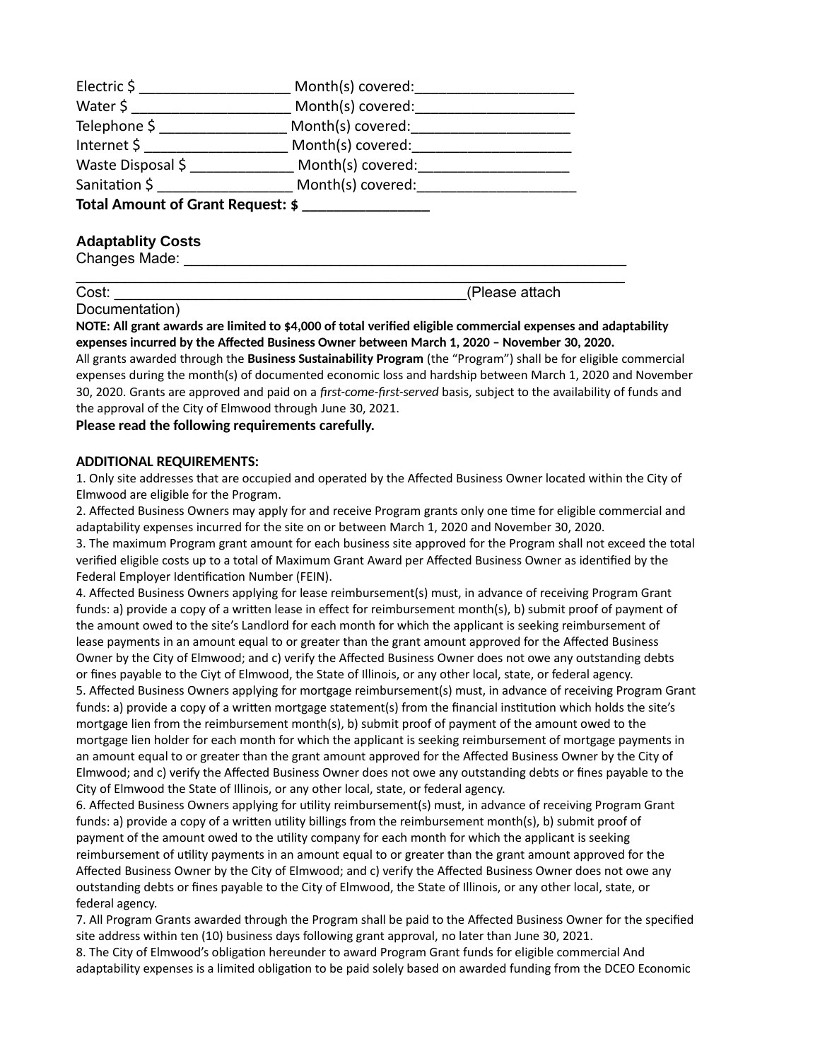Electric $ ___________________ Month(s) covered:____________________

Water $ ____________________ Month(s) covered:____________________

Telephone $ ________________ Month(s) covered:____________________

Internet $ __________________ Month(s) covered:____________________

Waste Disposal $ _____________ Month(s) covered:___________________

Sanitation $ _________________ Month(s) covered:____________________

**Total Amount of Grant Request: $ ________________**

### Adaptablity Costs

Changes Made: _______________________________________________________

__________________________________________________________________

Cost: ____________________________________________(Please attach Documentation)

**NOTE: All grant awards are limited to $4,000 of total verified eligible commercial expenses and adaptability expenses incurred by the Affected Business Owner between March 1, 2020 – November 30, 2020.**

All grants awarded through the **Business Sustainability Program** (the "Program") shall be for eligible commercial expenses during the month(s) of documented economic loss and hardship between March 1, 2020 and November 30, 2020. Grants are approved and paid on a *first-come-first-served* basis, subject to the availability of funds and the approval of the City of Elmwood through June 30, 2021.

**Please read the following requirements carefully.**

**ADDITIONAL REQUIREMENTS:**

1. Only site addresses that are occupied and operated by the Affected Business Owner located within the City of Elmwood are eligible for the Program.
2. Affected Business Owners may apply for and receive Program grants only one time for eligible commercial and adaptability expenses incurred for the site on or between March 1, 2020 and November 30, 2020.
3. The maximum Program grant amount for each business site approved for the Program shall not exceed the total verified eligible costs up to a total of Maximum Grant Award per Affected Business Owner as identified by the Federal Employer Identification Number (FEIN).
4. Affected Business Owners applying for lease reimbursement(s) must, in advance of receiving Program Grant funds: a) provide a copy of a written lease in effect for reimbursement month(s), b) submit proof of payment of the amount owed to the site's Landlord for each month for which the applicant is seeking reimbursement of lease payments in an amount equal to or greater than the grant amount approved for the Affected Business Owner by the City of Elmwood; and c) verify the Affected Business Owner does not owe any outstanding debts or fines payable to the Ciyt of Elmwood, the State of Illinois, or any other local, state, or federal agency.
5. Affected Business Owners applying for mortgage reimbursement(s) must, in advance of receiving Program Grant funds: a) provide a copy of a written mortgage statement(s) from the financial institution which holds the site's mortgage lien from the reimbursement month(s), b) submit proof of payment of the amount owed to the mortgage lien holder for each month for which the applicant is seeking reimbursement of mortgage payments in an amount equal to or greater than the grant amount approved for the Affected Business Owner by the City of Elmwood; and c) verify the Affected Business Owner does not owe any outstanding debts or fines payable to the City of Elmwood the State of Illinois, or any other local, state, or federal agency.
6. Affected Business Owners applying for utility reimbursement(s) must, in advance of receiving Program Grant funds: a) provide a copy of a written utility billings from the reimbursement month(s), b) submit proof of payment of the amount owed to the utility company for each month for which the applicant is seeking reimbursement of utility payments in an amount equal to or greater than the grant amount approved for the Affected Business Owner by the City of Elmwood; and c) verify the Affected Business Owner does not owe any outstanding debts or fines payable to the City of Elmwood, the State of Illinois, or any other local, state, or federal agency.
7. All Program Grants awarded through the Program shall be paid to the Affected Business Owner for the specified site address within ten (10) business days following grant approval, no later than June 30, 2021.
8. The City of Elmwood's obligation hereunder to award Program Grant funds for eligible commercial And adaptability expenses is a limited obligation to be paid solely based on awarded funding from the DCEO Economic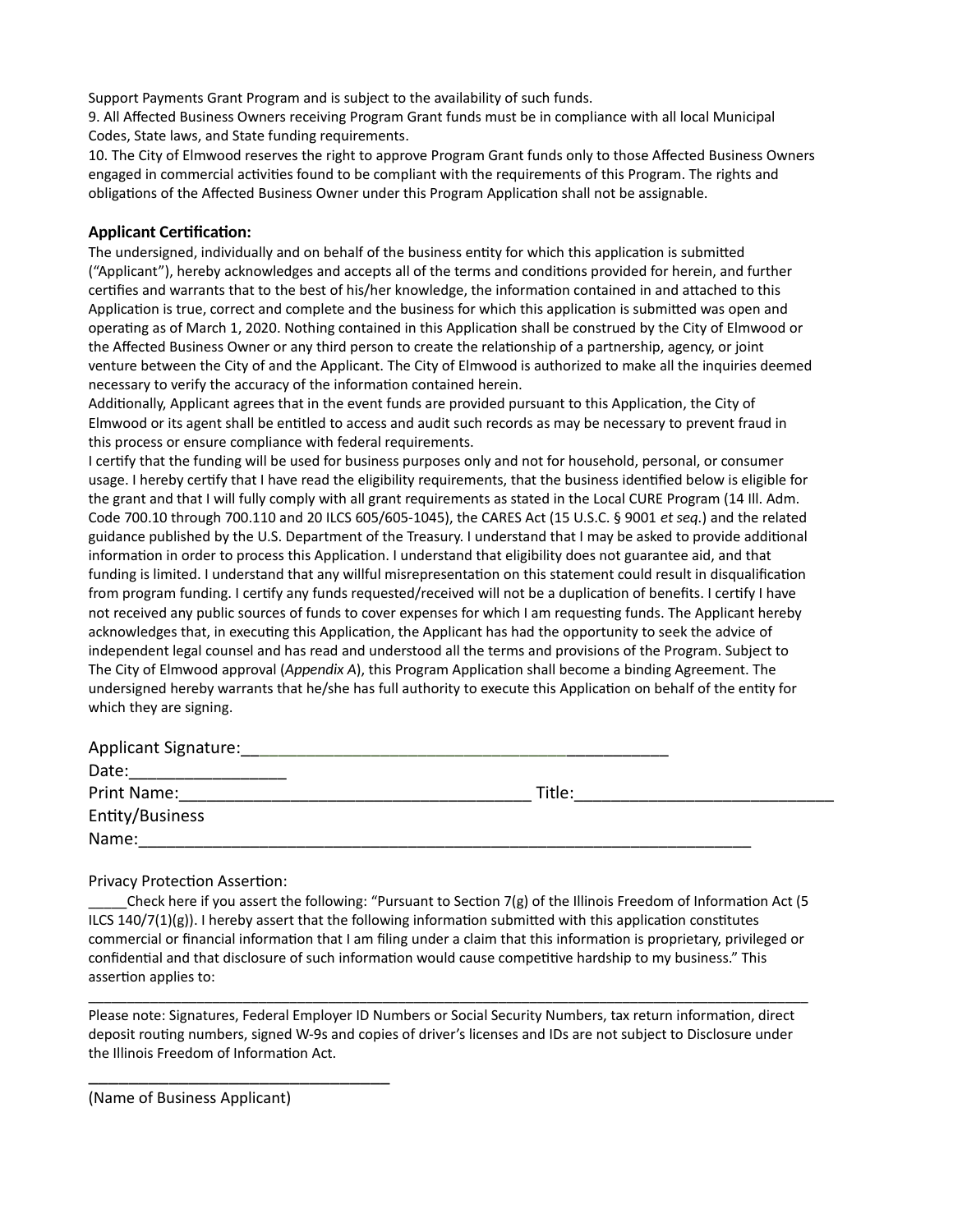Support Payments Grant Program and is subject to the availability of such funds.

9. All Affected Business Owners receiving Program Grant funds must be in compliance with all local Municipal Codes, State laws, and State funding requirements.

10. The City of Elmwood reserves the right to approve Program Grant funds only to those Affected Business Owners engaged in commercial activities found to be compliant with the requirements of this Program. The rights and obligations of the Affected Business Owner under this Program Application shall not be assignable.

**Applicant Certification:**

The undersigned, individually and on behalf of the business entity for which this application is submitted ("Applicant"), hereby acknowledges and accepts all of the terms and conditions provided for herein, and further certifies and warrants that to the best of his/her knowledge, the information contained in and attached to this Application is true, correct and complete and the business for which this application is submitted was open and operating as of March 1, 2020. Nothing contained in this Application shall be construed by the City of Elmwood or the Affected Business Owner or any third person to create the relationship of a partnership, agency, or joint venture between the City of and the Applicant. The City of Elmwood is authorized to make all the inquiries deemed necessary to verify the accuracy of the information contained herein.

Additionally, Applicant agrees that in the event funds are provided pursuant to this Application, the City of Elmwood or its agent shall be entitled to access and audit such records as may be necessary to prevent fraud in this process or ensure compliance with federal requirements.

I certify that the funding will be used for business purposes only and not for household, personal, or consumer usage. I hereby certify that I have read the eligibility requirements, that the business identified below is eligible for the grant and that I will fully comply with all grant requirements as stated in the Local CURE Program (14 Ill. Adm. Code 700.10 through 700.110 and 20 ILCS 605/605-1045), the CARES Act (15 U.S.C. § 9001 *et seq.*) and the related guidance published by the U.S. Department of the Treasury. I understand that I may be asked to provide additional information in order to process this Application. I understand that eligibility does not guarantee aid, and that funding is limited. I understand that any willful misrepresentation on this statement could result in disqualification from program funding. I certify any funds requested/received will not be a duplication of benefits. I certify I have not received any public sources of funds to cover expenses for which I am requesting funds. The Applicant hereby acknowledges that, in executing this Application, the Applicant has had the opportunity to seek the advice of independent legal counsel and has read and understood all the terms and provisions of the Program. Subject to The City of Elmwood approval (*Appendix A*), this Program Application shall become a binding Agreement. The undersigned hereby warrants that he/she has full authority to execute this Application on behalf of the entity for which they are signing.

Applicant Signature:_______________________________________________

Date:_________________

Print Name:______________________________________ Title:____________________________

Entity/Business Name:__________________________________________________________________

Privacy Protection Assertion:

_____Check here if you assert the following: "Pursuant to Section 7(g) of the Illinois Freedom of Information Act (5 ILCS 140/7(1)(g)). I hereby assert that the following information submitted with this application constitutes commercial or financial information that I am filing under a claim that this information is proprietary, privileged or confidential and that disclosure of such information would cause competitive hardship to my business." This assertion applies to:

_____________________________________________________________________________________

Please note: Signatures, Federal Employer ID Numbers or Social Security Numbers, tax return information, direct deposit routing numbers, signed W-9s and copies of driver's licenses and IDs are not subject to Disclosure under the Illinois Freedom of Information Act.

_________________________________

(Name of Business Applicant)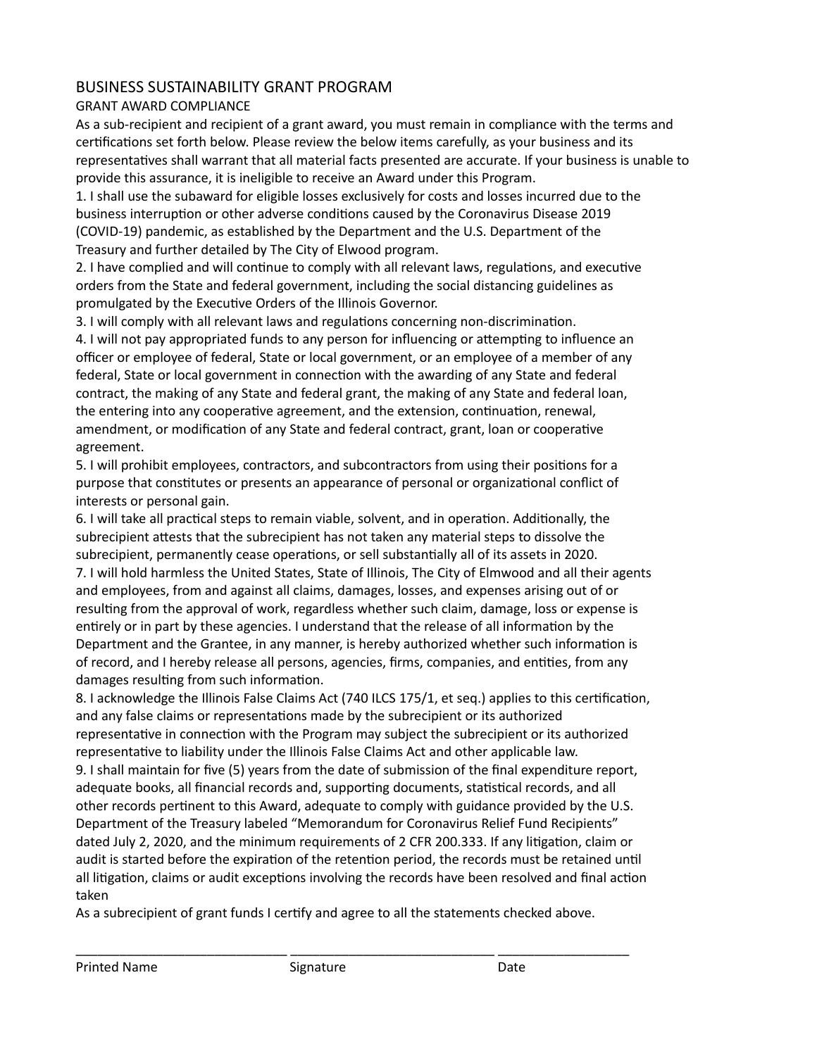# BUSINESS SUSTAINABILITY GRANT PROGRAM

## GRANT AWARD COMPLIANCE

As a sub-recipient and recipient of a grant award, you must remain in compliance with the terms and certifications set forth below. Please review the below items carefully, as your business and its representatives shall warrant that all material facts presented are accurate. If your business is unable to provide this assurance, it is ineligible to receive an Award under this Program.

1. I shall use the subaward for eligible losses exclusively for costs and losses incurred due to the business interruption or other adverse conditions caused by the Coronavirus Disease 2019 (COVID-19) pandemic, as established by the Department and the U.S. Department of the Treasury and further detailed by The City of Elwood program.
2. I have complied and will continue to comply with all relevant laws, regulations, and executive orders from the State and federal government, including the social distancing guidelines as promulgated by the Executive Orders of the Illinois Governor.
3. I will comply with all relevant laws and regulations concerning non-discrimination.
4. I will not pay appropriated funds to any person for influencing or attempting to influence an officer or employee of federal, State or local government, or an employee of a member of any federal, State or local government in connection with the awarding of any State and federal contract, the making of any State and federal grant, the making of any State and federal loan, the entering into any cooperative agreement, and the extension, continuation, renewal, amendment, or modification of any State and federal contract, grant, loan or cooperative agreement.
5. I will prohibit employees, contractors, and subcontractors from using their positions for a purpose that constitutes or presents an appearance of personal or organizational conflict of interests or personal gain.
6. I will take all practical steps to remain viable, solvent, and in operation. Additionally, the subrecipient attests that the subrecipient has not taken any material steps to dissolve the subrecipient, permanently cease operations, or sell substantially all of its assets in 2020.
7. I will hold harmless the United States, State of Illinois, The City of Elmwood and all their agents and employees, from and against all claims, damages, losses, and expenses arising out of or resulting from the approval of work, regardless whether such claim, damage, loss or expense is entirely or in part by these agencies. I understand that the release of all information by the Department and the Grantee, in any manner, is hereby authorized whether such information is of record, and I hereby release all persons, agencies, firms, companies, and entities, from any damages resulting from such information.
8. I acknowledge the Illinois False Claims Act (740 ILCS 175/1, et seq.) applies to this certification, and any false claims or representations made by the subrecipient or its authorized representative in connection with the Program may subject the subrecipient or its authorized representative to liability under the Illinois False Claims Act and other applicable law.
9. I shall maintain for five (5) years from the date of submission of the final expenditure report, adequate books, all financial records and, supporting documents, statistical records, and all other records pertinent to this Award, adequate to comply with guidance provided by the U.S. Department of the Treasury labeled "Memorandum for Coronavirus Relief Fund Recipients" dated July 2, 2020, and the minimum requirements of 2 CFR 200.333. If any litigation, claim or audit is started before the expiration of the retention period, the records must be retained until all litigation, claims or audit exceptions involving the records have been resolved and final action taken

As a subrecipient of grant funds I certify and agree to all the statements checked above.

| ______________________________ | ______________________________ | __________________ |
|---|---|---|
| Printed Name | Signature | Date |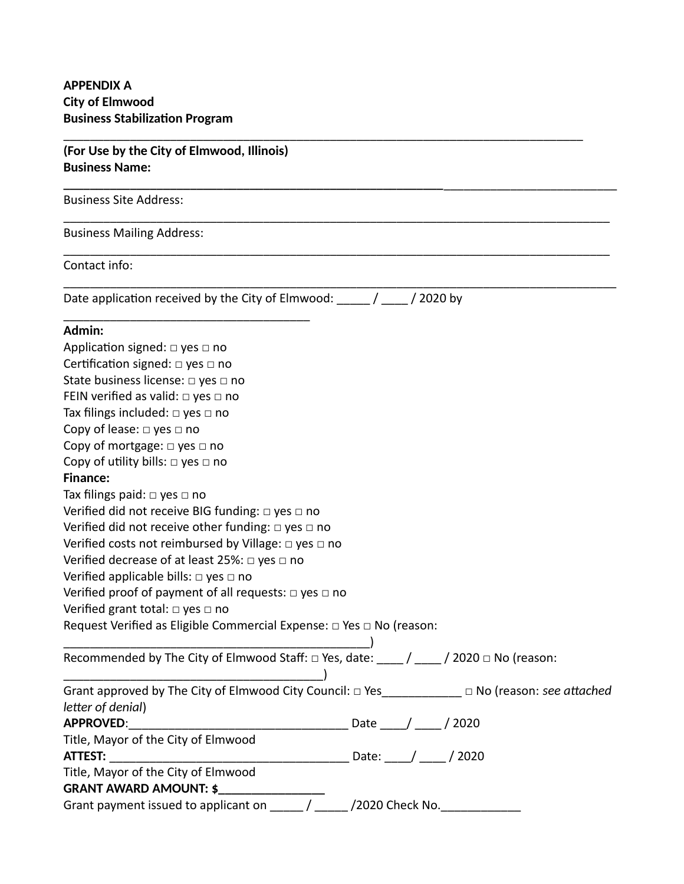**APPENDIX A**
**City of Elmwood**
**Business Stabilization Program**

___________________________________________________________________________

**(For Use by the City of Elmwood, Illinois)**
**Business Name:**

________________________________________________________________________________

Business Site Address:

________________________________________________________________________________

Business Mailing Address:

________________________________________________________________________________

Contact info:

________________________________________________________________________________

Date application received by the City of Elmwood: _____ / ____ / 2020 by

____________________________________

**Admin:**
Application signed: □ yes □ no
Certification signed: □ yes □ no
State business license: □ yes □ no
FEIN verified as valid: □ yes □ no
Tax filings included: □ yes □ no
Copy of lease: □ yes □ no
Copy of mortgage: □ yes □ no
Copy of utility bills: □ yes □ no
**Finance:**
Tax filings paid: □ yes □ no
Verified did not receive BIG funding: □ yes □ no
Verified did not receive other funding: □ yes □ no
Verified costs not reimbursed by Village: □ yes □ no
Verified decrease of at least 25%: □ yes □ no
Verified applicable bills: □ yes □ no
Verified proof of payment of all requests: □ yes □ no
Verified grant total: □ yes □ no
Request Verified as Eligible Commercial Expense: □ Yes □ No (reason: _____________________________________________)
Recommended by The City of Elmwood Staff: □ Yes, date: ____ / ____ / 2020 □ No (reason: ____________________________________)
Grant approved by The City of Elmwood City Council: □ Yes____________ □ No (reason: *see attached letter of denial*)
**APPROVED**:_________________________________ Date ____/ ____ / 2020
Title, Mayor of the City of Elmwood
**ATTEST:** ____________________________________ Date: ____/ ____ / 2020
Title, Mayor of the City of Elmwood
**GRANT AWARD AMOUNT: $________________**
Grant payment issued to applicant on _____ / _____ /2020 Check No.____________